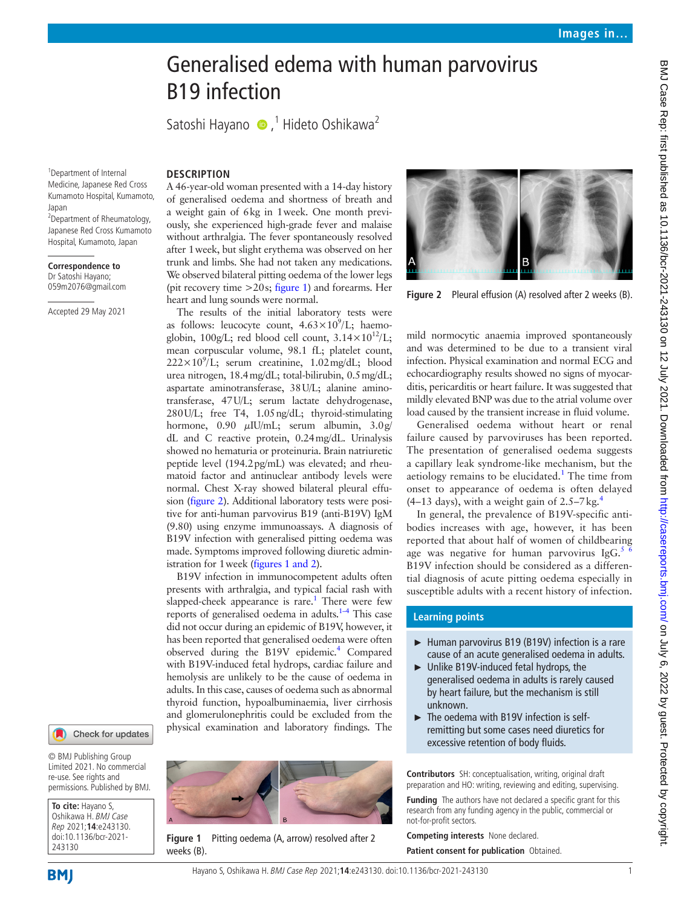# Generalised edema with human parvovirus B19 infection

Satoshi Hayano [1], Hideto Oshikawa [2]

[1] Department of Internal Medicine, Japanese Red Cross Kumamoto Hospital, Kumamoto, Japan
[2] Department of Rheumatology, Japanese Red Cross Kumamoto Hospital, Kumamoto, Japan

**Correspondence to** Dr Satoshi Hayano; 059m2076@gmail.com

Accepted 29 May 2021

## DESCRIPTION

A 46-year-old woman presented with a 14-day history of generalised oedema and shortness of breath and a weight gain of 6 kg in 1 week. One month previously, she experienced high-grade fever and malaise without arthralgia. The fever spontaneously resolved after 1 week, but slight erythema was observed on her trunk and limbs. She had not taken any medications. We observed bilateral pitting oedema of the lower legs (pit recovery time >20 s; figure 1) and forearms. Her heart and lung sounds were normal.

The results of the initial laboratory tests were as follows: leucocyte count, $4.63\times10^9$/L; haemoglobin, 100 g/L; red blood cell count, $3.14\times10^{12}$/L; mean corpuscular volume, 98.1 fL; platelet count, $222\times10^9$/L; serum creatinine, 1.02 mg/dL; blood urea nitrogen, 18.4 mg/dL; total-bilirubin, 0.5 mg/dL; aspartate aminotransferase, 38 U/L; alanine aminotransferase, 47 U/L; serum lactate dehydrogenase, 280 U/L; free T4, 1.05 ng/dL; thyroid-stimulating hormone, 0.90 $\mu$IU/mL; serum albumin, 3.0 g/dL and C reactive protein, 0.24 mg/dL. Urinalysis showed no hematuria or proteinuria. Brain natriuretic peptide level (194.2 pg/mL) was elevated; and rheumatoid factor and antinuclear antibody levels were normal. Chest X-ray showed bilateral pleural effusion (figure 2). Additional laboratory tests were positive for anti-human parvovirus B19 (anti-B19V) IgM (9.80) using enzyme immunoassays. A diagnosis of B19V infection with generalised pitting oedema was made. Symptoms improved following diuretic administration for 1 week (figures 1 and 2).

B19V infection in immunocompetent adults often presents with arthralgia, and typical facial rash with slapped-cheek appearance is rare.[1] There were few reports of generalised oedema in adults.[1–4] This case did not occur during an epidemic of B19V, however, it has been reported that generalised oedema were often observed during the B19V epidemic.[4] Compared with B19V-induced fetal hydrops, cardiac failure and hemolysis are unlikely to be the cause of oedema in adults. In this case, causes of oedema such as abnormal thyroid function, hypoalbuminaemia, liver cirrhosis and glomerulonephritis could be excluded from the physical examination and laboratory findings. The mild normocytic anaemia improved spontaneously and was determined to be due to a transient viral infection. Physical examination and normal ECG and echocardiography results showed no signs of myocarditis, pericarditis or heart failure. It was suggested that mildly elevated BNP was due to the atrial volume over load caused by the transient increase in fluid volume.

Generalised oedema without heart or renal failure caused by parvoviruses has been reported. The presentation of generalised oedema suggests a capillary leak syndrome-like mechanism, but the aetiology remains to be elucidated.[1] The time from onset to appearance of oedema is often delayed (4–13 days), with a weight gain of 2.5–7 kg.[4]

In general, the prevalence of B19V-specific antibodies increases with age, however, it has been reported that about half of women of childbearing age was negative for human parvovirus IgG.[5,6] B19V infection should be considered as a differential diagnosis of acute pitting oedema especially in susceptible adults with a recent history of infection.

Figure 1 Pitting oedema (A, arrow) resolved after 2 weeks (B).

Figure 2 Pleural effusion (A) resolved after 2 weeks (B).

### Learning points

- Human parvovirus B19 (B19V) infection is a rare cause of an acute generalised oedema in adults.
- Unlike B19V-induced fetal hydrops, the generalised oedema in adults is rarely caused by heart failure, but the mechanism is still unknown.
- The oedema with B19V infection is self-remitting but some cases need diuretics for excessive retention of body fluids.

**Contributors** SH: conceptualisation, writing, original draft preparation and HO: writing, reviewing and editing, supervising.

**Funding** The authors have not declared a specific grant for this research from any funding agency in the public, commercial or not-for-profit sectors.

**Competing interests** None declared.

**Patient consent for publication** Obtained.

© BMJ Publishing Group Limited 2021. No commercial re-use. See rights and permissions. Published by BMJ.

**To cite:** Hayano S, Oshikawa H. *BMJ Case Rep* 2021;**14**:e243130. doi:10.1136/bcr-2021-243130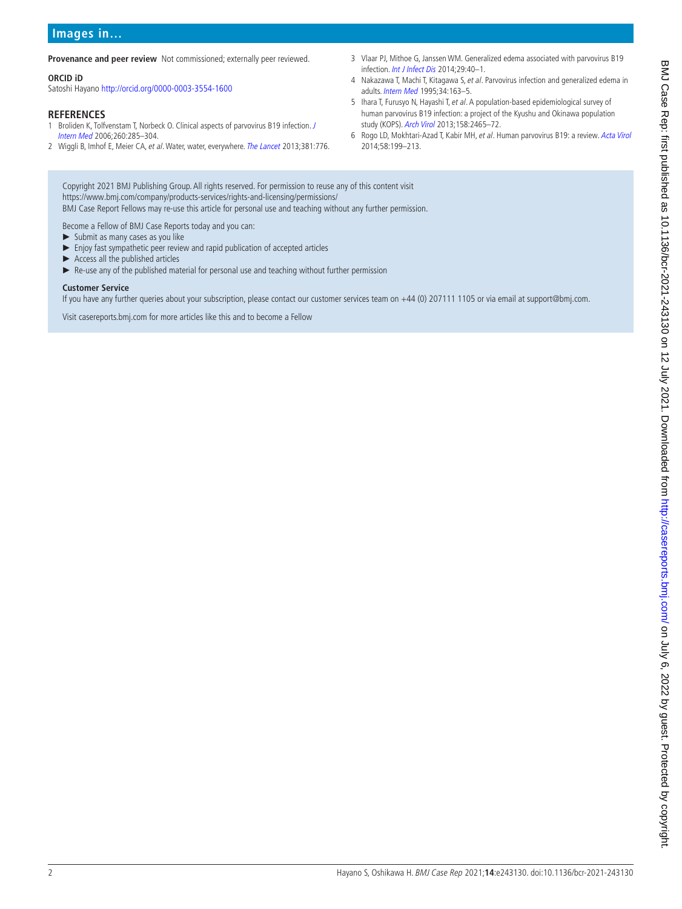**Provenance and peer review** Not commissioned; externally peer reviewed.

**ORCID iD**

Satoshi Hayano http://orcid.org/0000-0003-3554-1600

## REFERENCES

1. Broliden K, Tolfvenstam T, Norbeck O. Clinical aspects of parvovirus B19 infection. *J Intern Med* 2006;260:285–304.
2. Wiggli B, Imhof E, Meier CA, *et al*. Water, water, everywhere. *The Lancet* 2013;381:776.
3. Vlaar PJ, Mithoe G, Janssen WM. Generalized edema associated with parvovirus B19 infection. *Int J Infect Dis* 2014;29:40–1.
4. Nakazawa T, Machi T, Kitagawa S, *et al*. Parvovirus infection and generalized edema in adults. *Intern Med* 1995;34:163–5.
5. Ihara T, Furusyo N, Hayashi T, *et al*. A population-based epidemiological survey of human parvovirus B19 infection: a project of the Kyushu and Okinawa population study (KOPS). *Arch Virol* 2013;158:2465–72.
6. Rogo LD, Mokhtari-Azad T, Kabir MH, *et al*. Human parvovirus B19: a review. *Acta Virol* 2014;58:199–213.

Copyright 2021 BMJ Publishing Group. All rights reserved. For permission to reuse any of this content visit https://www.bmj.com/company/products-services/rights-and-licensing/permissions/

BMJ Case Report Fellows may re-use this article for personal use and teaching without any further permission.

Become a Fellow of BMJ Case Reports today and you can:

- ► Submit as many cases as you like
- ► Enjoy fast sympathetic peer review and rapid publication of accepted articles
- ► Access all the published articles
- ► Re-use any of the published material for personal use and teaching without further permission

**Customer Service**

If you have any further queries about your subscription, please contact our customer services team on +44 (0) 207111 1105 or via email at support@bmj.com.

Visit casereports.bmj.com for more articles like this and to become a Fellow